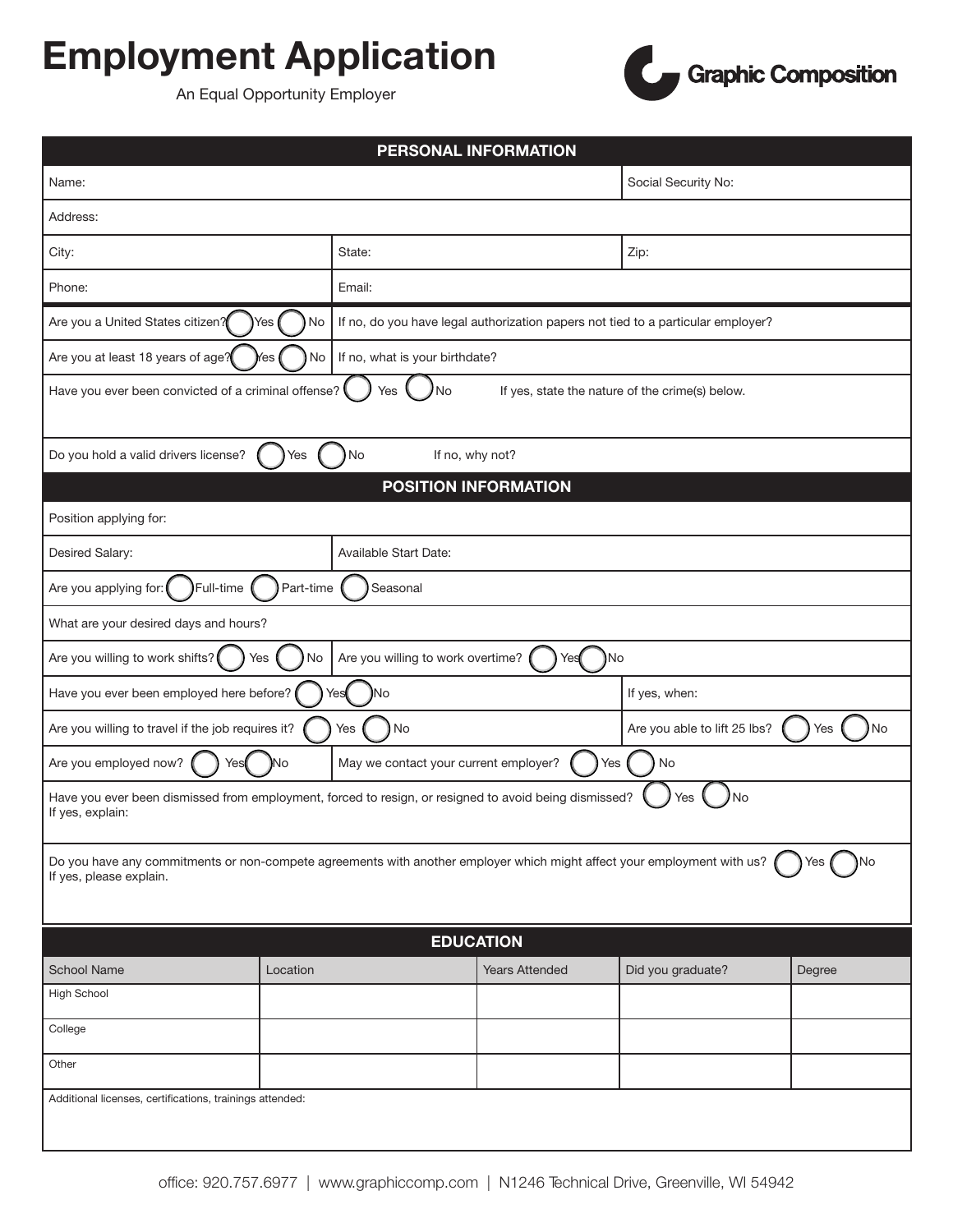# Employment Application

An Equal Opportunity Employer

Graphic Composition

## PERSONAL INFORMATION

| | | |
|---|---|---|
| Name: | | Social Security No: |
| Address: | | |
| City: | State: | Zip: |
| Phone: | Email: | |
| Are you a United States citizen? ◯ Yes ◯ No | If no, do you have legal authorization papers not tied to a particular employer? | |
| Are you at least 18 years of age? ◯ Yes ◯ No | If no, what is your birthdate? | |
| Have you ever been convicted of a criminal offense? ◯ Yes ◯ No If yes, state the nature of the crime(s) below. | | |
| Do you hold a valid drivers license? ◯ Yes ◯ No If no, why not? | | |

## POSITION INFORMATION

| | | |
|---|---|---|
| Position applying for: | | |
| Desired Salary: | Available Start Date: | |
| Are you applying for: ◯ Full-time ◯ Part-time ◯ Seasonal | | |
| What are your desired days and hours? | | |
| Are you willing to work shifts? ◯ Yes ◯ No | Are you willing to work overtime? ◯ Yes ◯ No | |
| Have you ever been employed here before? ◯ Yes ◯ No | | If yes, when: |
| Are you willing to travel if the job requires it? ◯ Yes ◯ No | | Are you able to lift 25 lbs? ◯ Yes ◯ No |
| Are you employed now? ◯ Yes ◯ No | May we contact your current employer? ◯ Yes ◯ No | |
| Have you ever been dismissed from employment, forced to resign, or resigned to avoid being dismissed? ◯ Yes ◯ No<br>If yes, explain: | | |
| Do you have any commitments or non-compete agreements with another employer which might affect your employment with us? ◯ Yes ◯ No<br>If yes, please explain. | | |

## EDUCATION

| School Name | Location | Years Attended | Did you graduate? | Degree |
|---|---|---|---|---|
| High School | | | | |
| College | | | | |
| Other | | | | |

Additional licenses, certifications, trainings attended:

office: 920.757.6977 | www.graphiccomp.com | N1246 Technical Drive, Greenville, WI 54942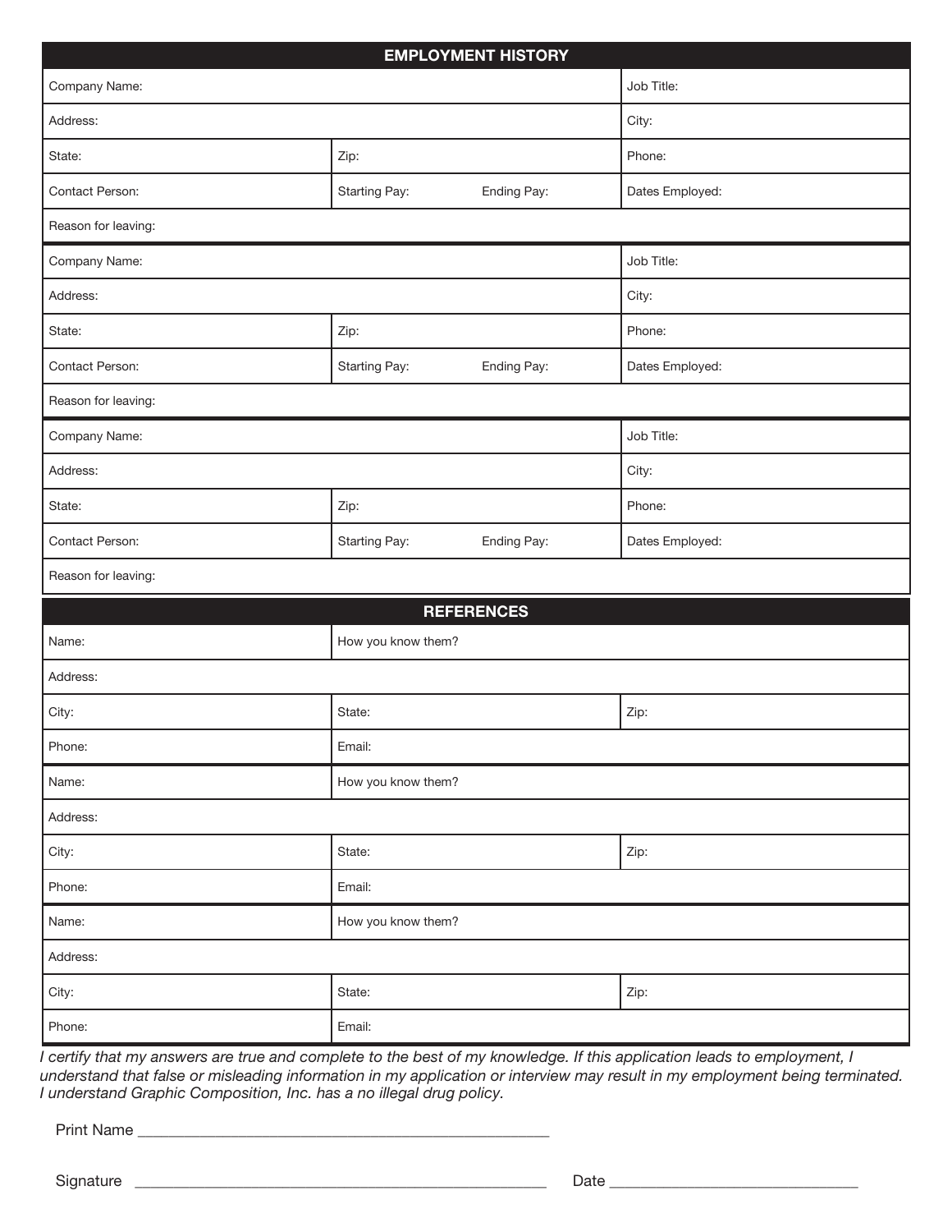## EMPLOYMENT HISTORY

| | | |
|---|---|---|
| Company Name: | | Job Title: |
| Address: | | City: |
| State: | Zip: | Phone: |
| Contact Person: | Starting Pay: Ending Pay: | Dates Employed: |
| Reason for leaving: | | |
| Company Name: | | Job Title: |
| Address: | | City: |
| State: | Zip: | Phone: |
| Contact Person: | Starting Pay: Ending Pay: | Dates Employed: |
| Reason for leaving: | | |
| Company Name: | | Job Title: |
| Address: | | City: |
| State: | Zip: | Phone: |
| Contact Person: | Starting Pay: Ending Pay: | Dates Employed: |
| Reason for leaving: | | |

## REFERENCES

| | | |
|---|---|---|
| Name: | How you know them? | |
| Address: | | |
| City: | State: | Zip: |
| Phone: | Email: | |
| Name: | How you know them? | |
| Address: | | |
| City: | State: | Zip: |
| Phone: | Email: | |
| Name: | How you know them? | |
| Address: | | |
| City: | State: | Zip: |
| Phone: | Email: | |

*I certify that my answers are true and complete to the best of my knowledge. If this application leads to employment, I understand that false or misleading information in my application or interview may result in my employment being terminated. I understand Graphic Composition, Inc. has a no illegal drug policy.*

Print Name ______________________________________________

Signature ______________________________________________ Date ____________________________